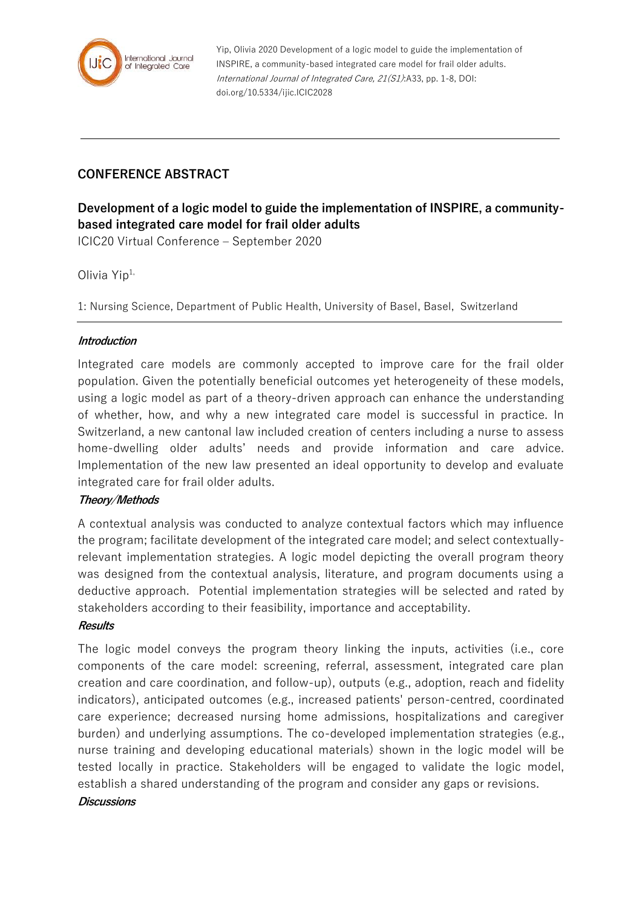Yip, Olivia 2020 Development of a logic model to guide the implementation of INSPIRE, a community-based integrated care model for frail older adults. *International Journal of Integrated Care, 21(S1)*:A33, pp. 1-8, DOI: doi.org/10.5334/ijic.ICIC2028

## CONFERENCE ABSTRACT

# Development of a logic model to guide the implementation of INSPIRE, a community-based integrated care model for frail older adults

ICIC20 Virtual Conference – September 2020

Olivia Yip[1,]

1: Nursing Science, Department of Public Health, University of Basel, Basel, Switzerland

### *Introduction*

Integrated care models are commonly accepted to improve care for the frail older population. Given the potentially beneficial outcomes yet heterogeneity of these models, using a logic model as part of a theory-driven approach can enhance the understanding of whether, how, and why a new integrated care model is successful in practice. In Switzerland, a new cantonal law included creation of centers including a nurse to assess home-dwelling older adults' needs and provide information and care advice. Implementation of the new law presented an ideal opportunity to develop and evaluate integrated care for frail older adults.

### *Theory/Methods*

A contextual analysis was conducted to analyze contextual factors which may influence the program; facilitate development of the integrated care model; and select contextually-relevant implementation strategies. A logic model depicting the overall program theory was designed from the contextual analysis, literature, and program documents using a deductive approach. Potential implementation strategies will be selected and rated by stakeholders according to their feasibility, importance and acceptability.

### *Results*

The logic model conveys the program theory linking the inputs, activities (i.e., core components of the care model: screening, referral, assessment, integrated care plan creation and care coordination, and follow-up), outputs (e.g., adoption, reach and fidelity indicators), anticipated outcomes (e.g., increased patients' person-centred, coordinated care experience; decreased nursing home admissions, hospitalizations and caregiver burden) and underlying assumptions. The co-developed implementation strategies (e.g., nurse training and developing educational materials) shown in the logic model will be tested locally in practice. Stakeholders will be engaged to validate the logic model, establish a shared understanding of the program and consider any gaps or revisions.

### *Discussions*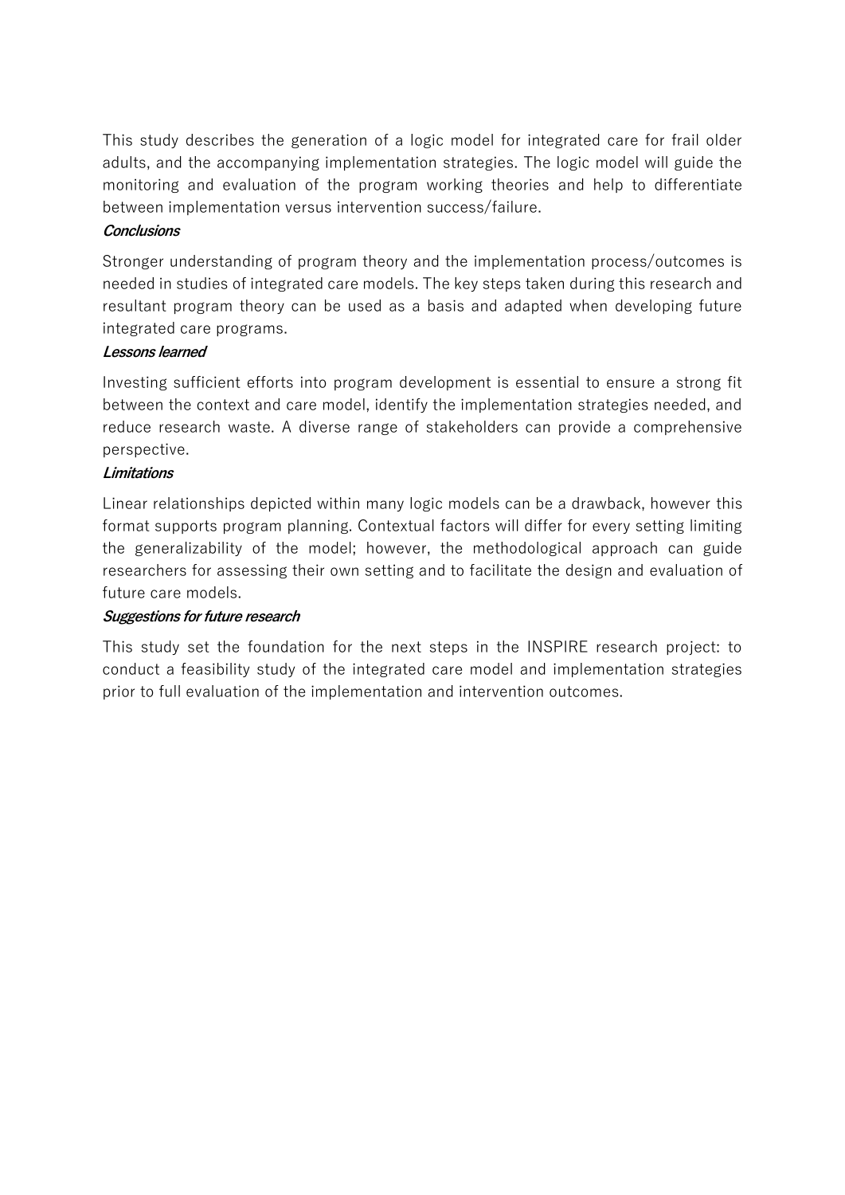This study describes the generation of a logic model for integrated care for frail older adults, and the accompanying implementation strategies. The logic model will guide the monitoring and evaluation of the program working theories and help to differentiate between implementation versus intervention success/failure.

***Conclusions***

Stronger understanding of program theory and the implementation process/outcomes is needed in studies of integrated care models. The key steps taken during this research and resultant program theory can be used as a basis and adapted when developing future integrated care programs.

***Lessons learned***

Investing sufficient efforts into program development is essential to ensure a strong fit between the context and care model, identify the implementation strategies needed, and reduce research waste. A diverse range of stakeholders can provide a comprehensive perspective.

***Limitations***

Linear relationships depicted within many logic models can be a drawback, however this format supports program planning. Contextual factors will differ for every setting limiting the generalizability of the model; however, the methodological approach can guide researchers for assessing their own setting and to facilitate the design and evaluation of future care models.

***Suggestions for future research***

This study set the foundation for the next steps in the INSPIRE research project: to conduct a feasibility study of the integrated care model and implementation strategies prior to full evaluation of the implementation and intervention outcomes.